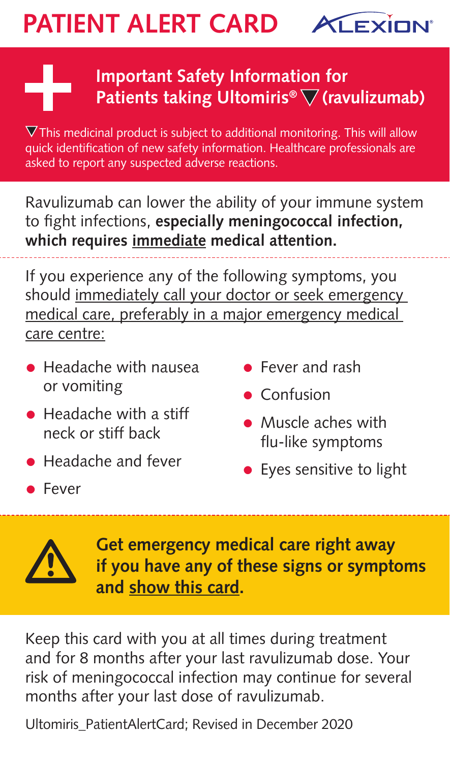# PATIENT ALERT CARD

ALEXION®

## Important Safety Information for Patients taking Ultomiris® ▼ (ravulizumab)

▼ This medicinal product is subject to additional monitoring. This will allow quick identification of new safety information. Healthcare professionals are asked to report any suspected adverse reactions.

Ravulizumab can lower the ability of your immune system to fight infections, **especially meningococcal infection, which requires immediate medical attention.**

If you experience any of the following symptoms, you should immediately call your doctor or seek emergency medical care, preferably in a major emergency medical care centre:

- Headache with nausea or vomiting
- Headache with a stiff neck or stiff back
- Headache and fever
- Fever
- Fever and rash
- Confusion
- Muscle aches with flu-like symptoms
- Eyes sensitive to light

**Get emergency medical care right away if you have any of these signs or symptoms and show this card.**

Keep this card with you at all times during treatment and for 8 months after your last ravulizumab dose. Your risk of meningococcal infection may continue for several months after your last dose of ravulizumab.

Ultomiris_PatientAlertCard; Revised in December 2020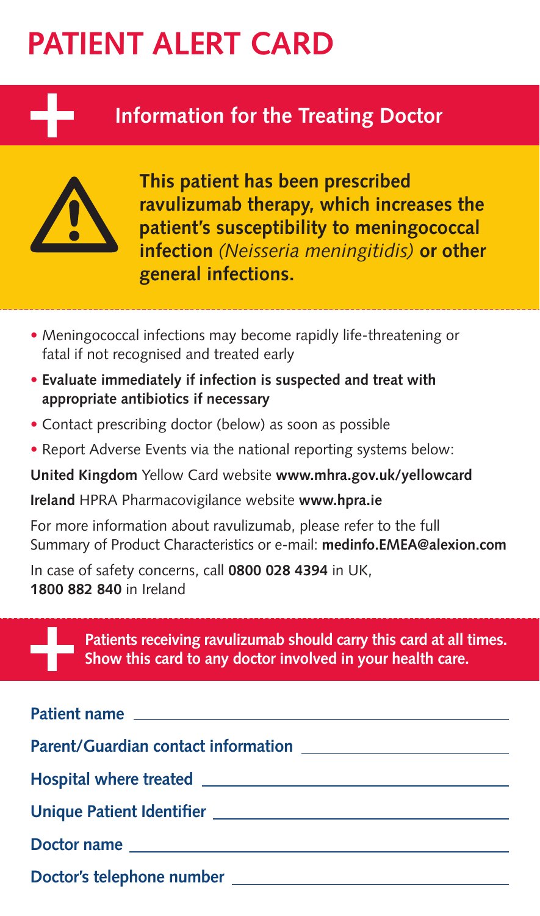# PATIENT ALERT CARD

## Information for the Treating Doctor

**This patient has been prescribed ravulizumab therapy, which increases the patient's susceptibility to meningococcal infection** *(Neisseria meningitidis)* **or other general infections.**

- Meningococcal infections may become rapidly life-threatening or fatal if not recognised and treated early
- **Evaluate immediately if infection is suspected and treat with appropriate antibiotics if necessary**
- Contact prescribing doctor (below) as soon as possible
- Report Adverse Events via the national reporting systems below:

**United Kingdom** Yellow Card website **www.mhra.gov.uk/yellowcard**

**Ireland** HPRA Pharmacovigilance website **www.hpra.ie**

For more information about ravulizumab, please refer to the full Summary of Product Characteristics or e-mail: **medinfo.EMEA@alexion.com**

In case of safety concerns, call **0800 028 4394** in UK, **1800 882 840** in Ireland

**Patients receiving ravulizumab should carry this card at all times. Show this card to any doctor involved in your health care.**

**Patient name** ______________________

**Parent/Guardian contact information** ______________________

**Hospital where treated** ______________________

**Unique Patient Identifier** ______________________

**Doctor name** ______________________

**Doctor's telephone number** ______________________